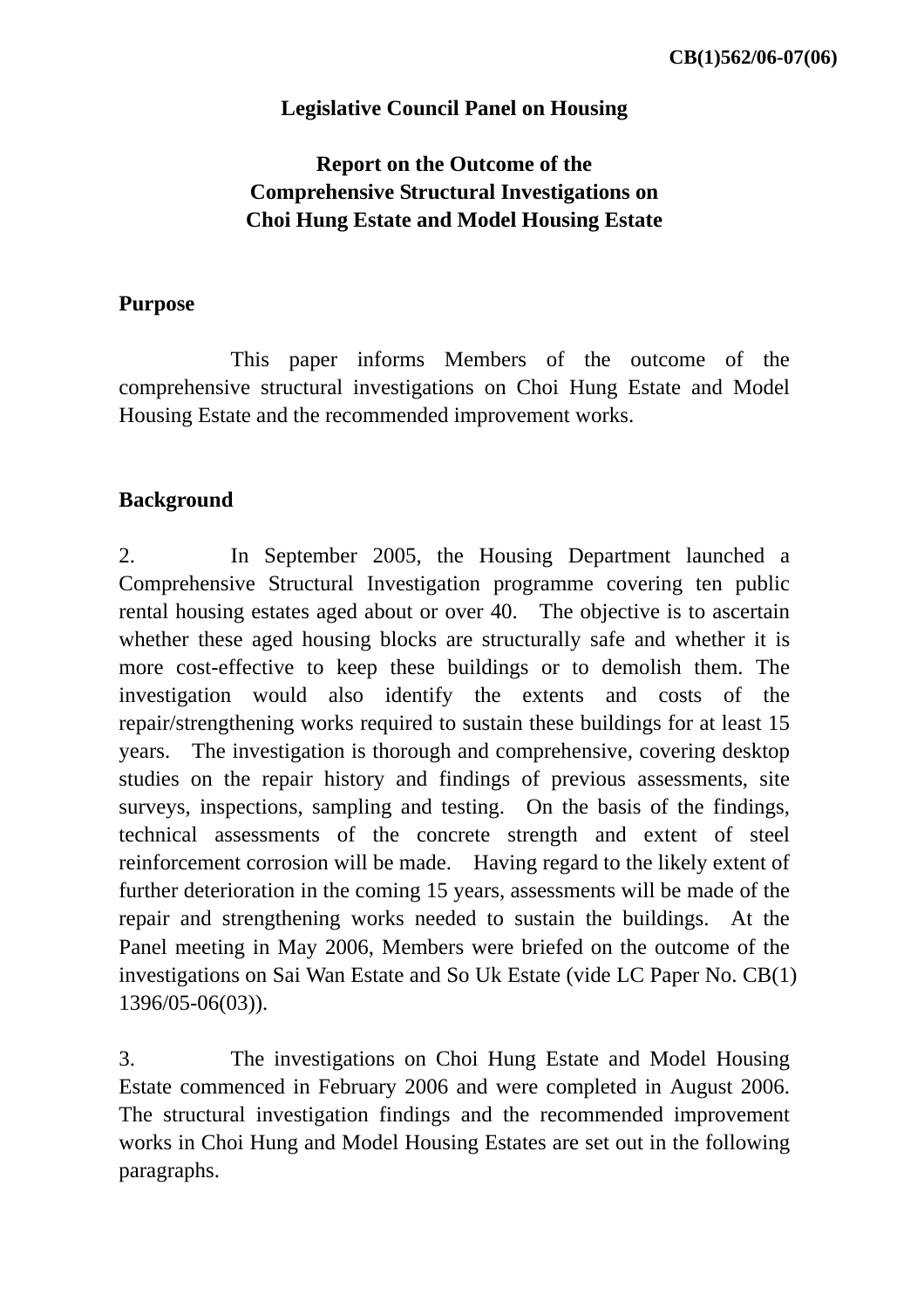CB(1)562/06-07(06)

**Legislative Council Panel on Housing**

**Report on the Outcome of the Comprehensive Structural Investigations on Choi Hung Estate and Model Housing Estate**

## Purpose

This paper informs Members of the outcome of the comprehensive structural investigations on Choi Hung Estate and Model Housing Estate and the recommended improvement works.

## Background

2. In September 2005, the Housing Department launched a Comprehensive Structural Investigation programme covering ten public rental housing estates aged about or over 40. The objective is to ascertain whether these aged housing blocks are structurally safe and whether it is more cost-effective to keep these buildings or to demolish them. The investigation would also identify the extents and costs of the repair/strengthening works required to sustain these buildings for at least 15 years. The investigation is thorough and comprehensive, covering desktop studies on the repair history and findings of previous assessments, site surveys, inspections, sampling and testing. On the basis of the findings, technical assessments of the concrete strength and extent of steel reinforcement corrosion will be made. Having regard to the likely extent of further deterioration in the coming 15 years, assessments will be made of the repair and strengthening works needed to sustain the buildings. At the Panel meeting in May 2006, Members were briefed on the outcome of the investigations on Sai Wan Estate and So Uk Estate (vide LC Paper No. CB(1) 1396/05-06(03)).

3. The investigations on Choi Hung Estate and Model Housing Estate commenced in February 2006 and were completed in August 2006. The structural investigation findings and the recommended improvement works in Choi Hung and Model Housing Estates are set out in the following paragraphs.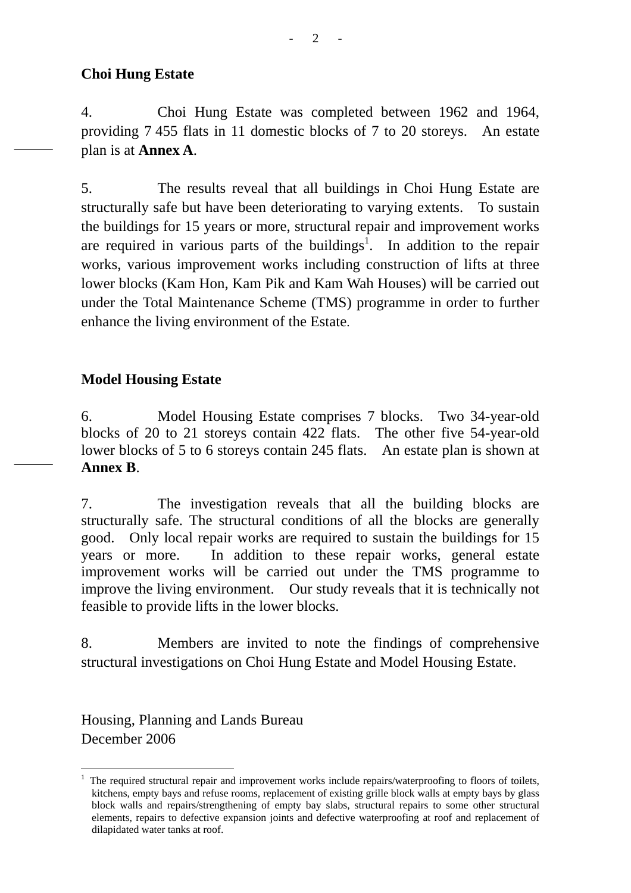**Choi Hung Estate**

4. Choi Hung Estate was completed between 1962 and 1964, providing 7 455 flats in 11 domestic blocks of 7 to 20 storeys. An estate plan is at **Annex A**.

5. The results reveal that all buildings in Choi Hung Estate are structurally safe but have been deteriorating to varying extents. To sustain the buildings for 15 years or more, structural repair and improvement works are required in various parts of the buildings[1]. In addition to the repair works, various improvement works including construction of lifts at three lower blocks (Kam Hon, Kam Pik and Kam Wah Houses) will be carried out under the Total Maintenance Scheme (TMS) programme in order to further enhance the living environment of the Estate.

**Model Housing Estate**

6. Model Housing Estate comprises 7 blocks. Two 34-year-old blocks of 20 to 21 storeys contain 422 flats. The other five 54-year-old lower blocks of 5 to 6 storeys contain 245 flats. An estate plan is shown at **Annex B**.

7. The investigation reveals that all the building blocks are structurally safe. The structural conditions of all the blocks are generally good. Only local repair works are required to sustain the buildings for 15 years or more. In addition to these repair works, general estate improvement works will be carried out under the TMS programme to improve the living environment. Our study reveals that it is technically not feasible to provide lifts in the lower blocks.

8. Members are invited to note the findings of comprehensive structural investigations on Choi Hung Estate and Model Housing Estate.

Housing, Planning and Lands Bureau
December 2006

---

[1] The required structural repair and improvement works include repairs/waterproofing to floors of toilets, kitchens, empty bays and refuse rooms, replacement of existing grille block walls at empty bays by glass block walls and repairs/strengthening of empty bay slabs, structural repairs to some other structural elements, repairs to defective expansion joints and defective waterproofing at roof and replacement of dilapidated water tanks at roof.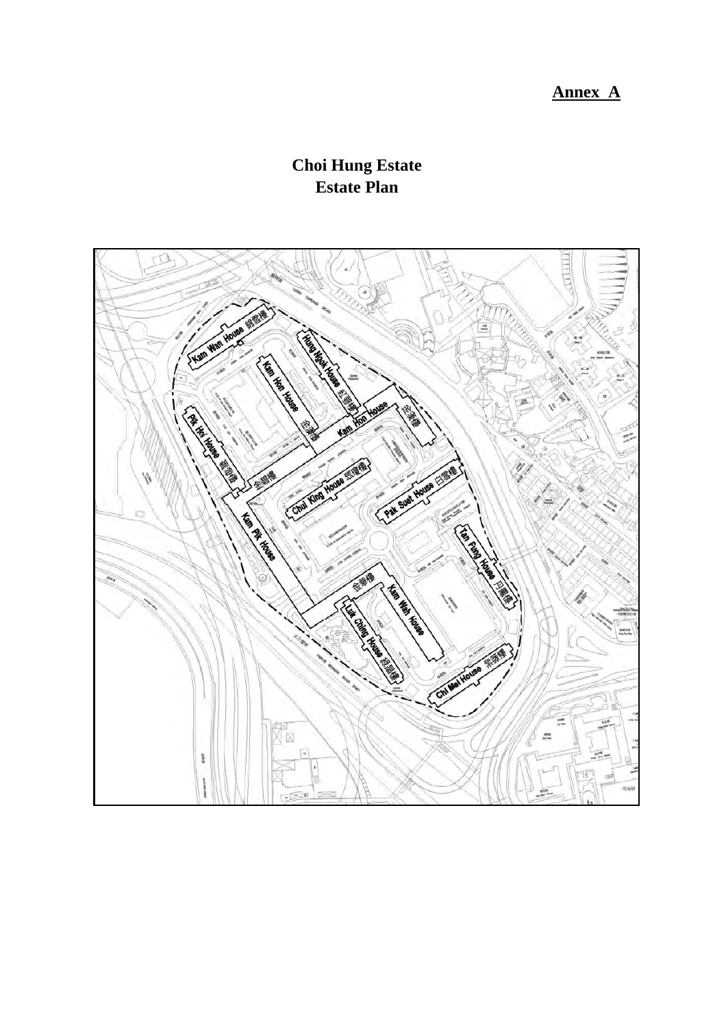**Annex A**

# Choi Hung Estate
## Estate Plan

Kam Wan House 錦雲樓

Hung Ngok House 紅萼樓

Kam Hon House 金漢樓

Kam Hon House 金漢樓

Pik Hoi House 碧海樓

金碧樓

Chui King House 翠瓊樓

Pak Suet House 白雪樓

Kam Pik House

Tan Fung House 丹鳳樓

金華樓

Kam Wah House

Luk Ching House 綠晶樓

Chi Mei House 紫薇樓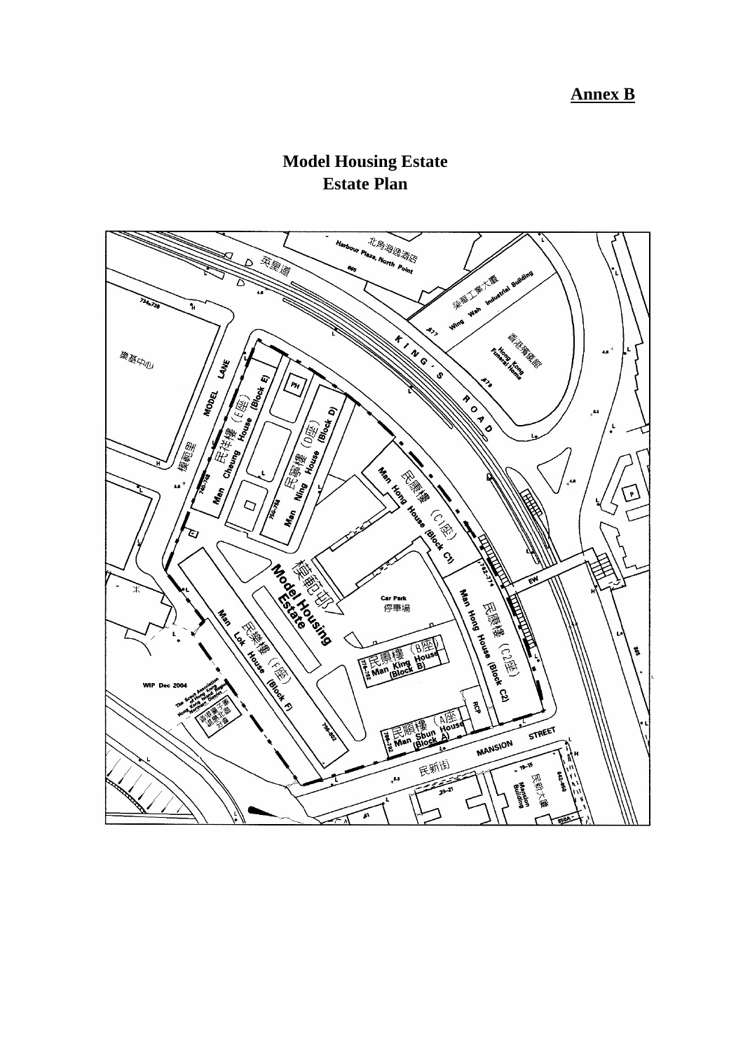**Annex B**

# Model Housing Estate
# Estate Plan

北角海逸酒店
Harbour Plaza, North Point

英皇道

KING'S ROAD

榮華工業大廈
Wing Wah Industrial Building

香港殯儀館
Hong Kong Funeral Home

樂基中心

MODEL LANE
模範里

民祥樓（E座）
Man Cheung House (Block E)

民寧樓（D座）
Man Ning House (Block D)

民康樓（C1座）
Man Hong House (Block C1)

模範邨
Model Housing Estate

Car Park
停車場

民康樓（C2座）
Man Hong House (Block C2)

民樂樓（F座）
Man Lok House (Block F)

民事樓（B座）
Man King House (Block B)

民順樓（A座）
Man Shun House (Block A)

MANSION STREET
民新街

民新大廈
Mansion Building

WIP Dec 2004

The Scout Association of Hong Kong Hong Kong Island Region Northern District
香港童子軍港島北區分會

PH

RCP

EW